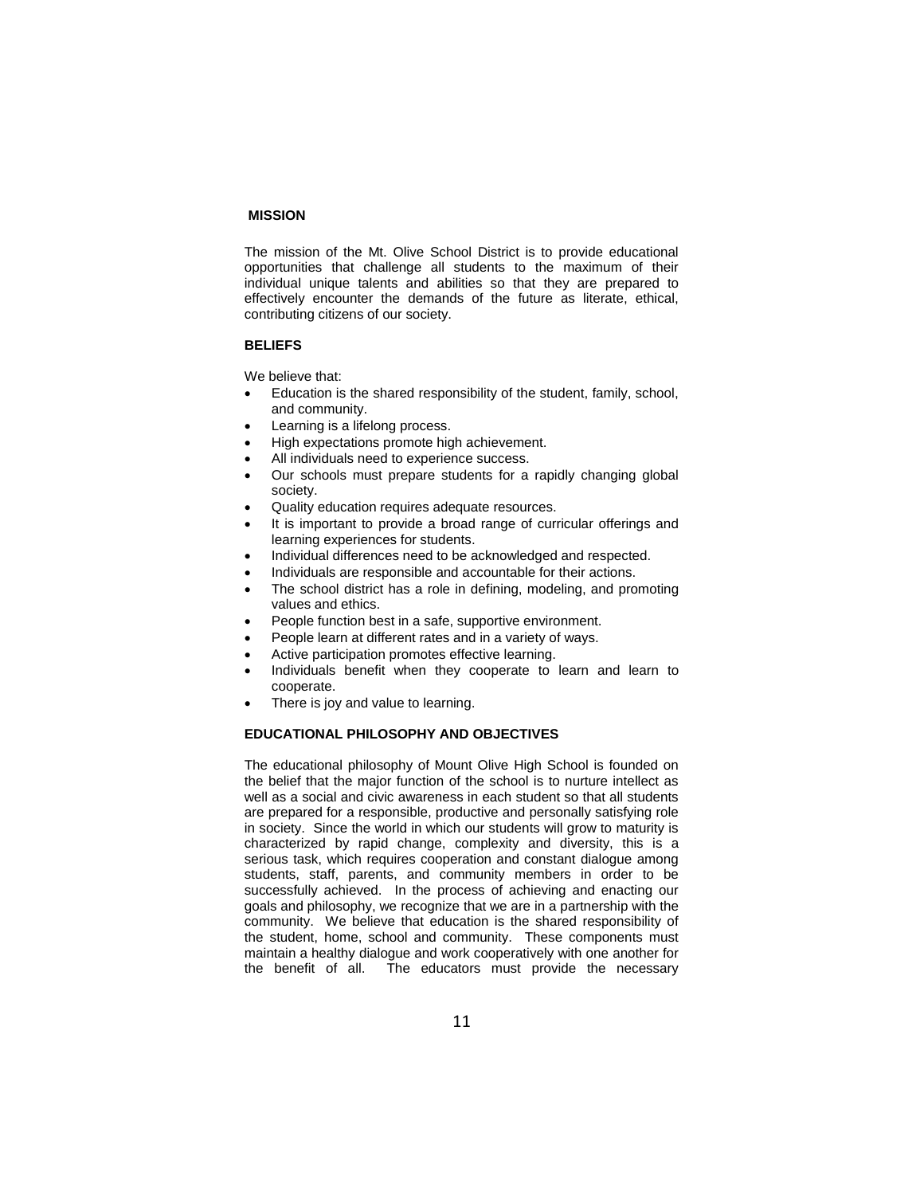## MISSION

The mission of the Mt. Olive School District is to provide educational opportunities that challenge all students to the maximum of their individual unique talents and abilities so that they are prepared to effectively encounter the demands of the future as literate, ethical, contributing citizens of our society.

## BELIEFS

We believe that:

- Education is the shared responsibility of the student, family, school, and community.
- Learning is a lifelong process.
- High expectations promote high achievement.
- All individuals need to experience success.
- Our schools must prepare students for a rapidly changing global society.
- Quality education requires adequate resources.
- It is important to provide a broad range of curricular offerings and learning experiences for students.
- Individual differences need to be acknowledged and respected.
- Individuals are responsible and accountable for their actions.
- The school district has a role in defining, modeling, and promoting values and ethics.
- People function best in a safe, supportive environment.
- People learn at different rates and in a variety of ways.
- Active participation promotes effective learning.
- Individuals benefit when they cooperate to learn and learn to cooperate.
- There is joy and value to learning.

## EDUCATIONAL PHILOSOPHY AND OBJECTIVES

The educational philosophy of Mount Olive High School is founded on the belief that the major function of the school is to nurture intellect as well as a social and civic awareness in each student so that all students are prepared for a responsible, productive and personally satisfying role in society. Since the world in which our students will grow to maturity is characterized by rapid change, complexity and diversity, this is a serious task, which requires cooperation and constant dialogue among students, staff, parents, and community members in order to be successfully achieved. In the process of achieving and enacting our goals and philosophy, we recognize that we are in a partnership with the community. We believe that education is the shared responsibility of the student, home, school and community. These components must maintain a healthy dialogue and work cooperatively with one another for the benefit of all. The educators must provide the necessary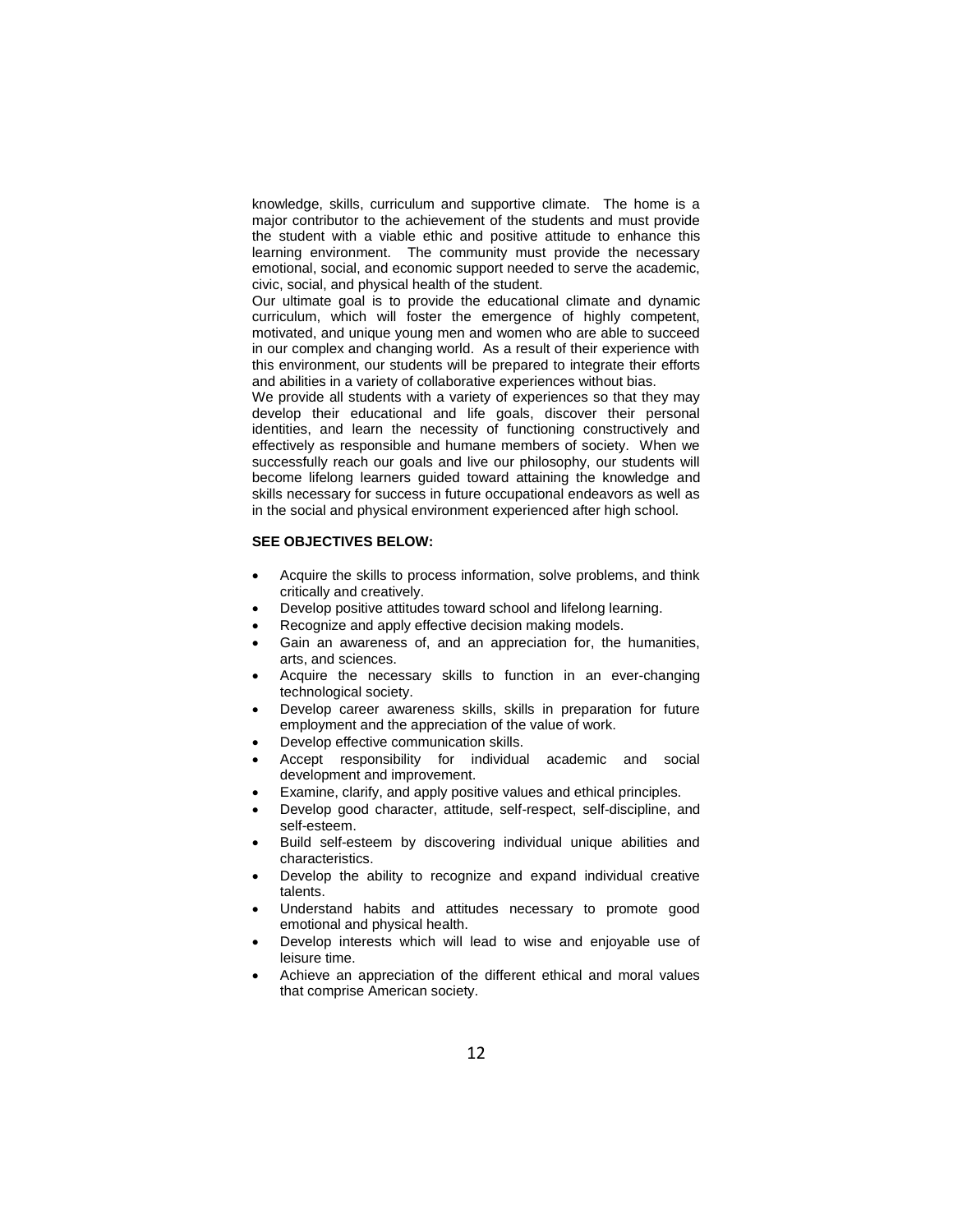knowledge, skills, curriculum and supportive climate. The home is a major contributor to the achievement of the students and must provide the student with a viable ethic and positive attitude to enhance this learning environment. The community must provide the necessary emotional, social, and economic support needed to serve the academic, civic, social, and physical health of the student.

Our ultimate goal is to provide the educational climate and dynamic curriculum, which will foster the emergence of highly competent, motivated, and unique young men and women who are able to succeed in our complex and changing world. As a result of their experience with this environment, our students will be prepared to integrate their efforts and abilities in a variety of collaborative experiences without bias.

We provide all students with a variety of experiences so that they may develop their educational and life goals, discover their personal identities, and learn the necessity of functioning constructively and effectively as responsible and humane members of society. When we successfully reach our goals and live our philosophy, our students will become lifelong learners guided toward attaining the knowledge and skills necessary for success in future occupational endeavors as well as in the social and physical environment experienced after high school.

**SEE OBJECTIVES BELOW:**

- Acquire the skills to process information, solve problems, and think critically and creatively.
- Develop positive attitudes toward school and lifelong learning.
- Recognize and apply effective decision making models.
- Gain an awareness of, and an appreciation for, the humanities, arts, and sciences.
- Acquire the necessary skills to function in an ever-changing technological society.
- Develop career awareness skills, skills in preparation for future employment and the appreciation of the value of work.
- Develop effective communication skills.
- Accept responsibility for individual academic and social development and improvement.
- Examine, clarify, and apply positive values and ethical principles.
- Develop good character, attitude, self-respect, self-discipline, and self-esteem.
- Build self-esteem by discovering individual unique abilities and characteristics.
- Develop the ability to recognize and expand individual creative talents.
- Understand habits and attitudes necessary to promote good emotional and physical health.
- Develop interests which will lead to wise and enjoyable use of leisure time.
- Achieve an appreciation of the different ethical and moral values that comprise American society.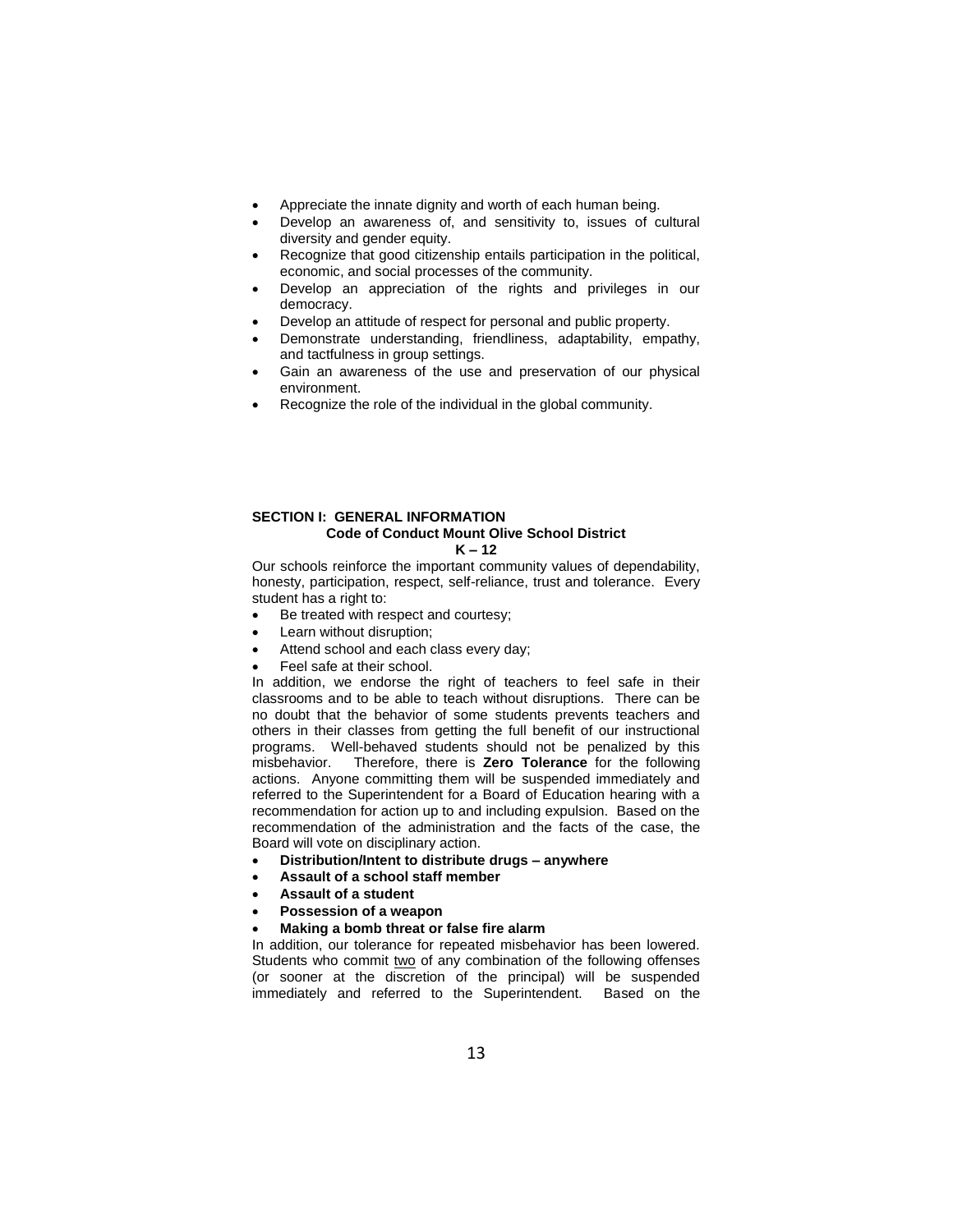- Appreciate the innate dignity and worth of each human being.
- Develop an awareness of, and sensitivity to, issues of cultural diversity and gender equity.
- Recognize that good citizenship entails participation in the political, economic, and social processes of the community.
- Develop an appreciation of the rights and privileges in our democracy.
- Develop an attitude of respect for personal and public property.
- Demonstrate understanding, friendliness, adaptability, empathy, and tactfulness in group settings.
- Gain an awareness of the use and preservation of our physical environment.
- Recognize the role of the individual in the global community.

## SECTION I: GENERAL INFORMATION

### Code of Conduct Mount Olive School District
### K – 12

Our schools reinforce the important community values of dependability, honesty, participation, respect, self-reliance, trust and tolerance. Every student has a right to:

- Be treated with respect and courtesy;
- Learn without disruption;
- Attend school and each class every day;
- Feel safe at their school.

In addition, we endorse the right of teachers to feel safe in their classrooms and to be able to teach without disruptions. There can be no doubt that the behavior of some students prevents teachers and others in their classes from getting the full benefit of our instructional programs. Well-behaved students should not be penalized by this misbehavior. Therefore, there is **Zero Tolerance** for the following actions. Anyone committing them will be suspended immediately and referred to the Superintendent for a Board of Education hearing with a recommendation for action up to and including expulsion. Based on the recommendation of the administration and the facts of the case, the Board will vote on disciplinary action.

- **Distribution/Intent to distribute drugs – anywhere**
- **Assault of a school staff member**
- **Assault of a student**
- **Possession of a weapon**
- **Making a bomb threat or false fire alarm**

In addition, our tolerance for repeated misbehavior has been lowered. Students who commit two of any combination of the following offenses (or sooner at the discretion of the principal) will be suspended immediately and referred to the Superintendent. Based on the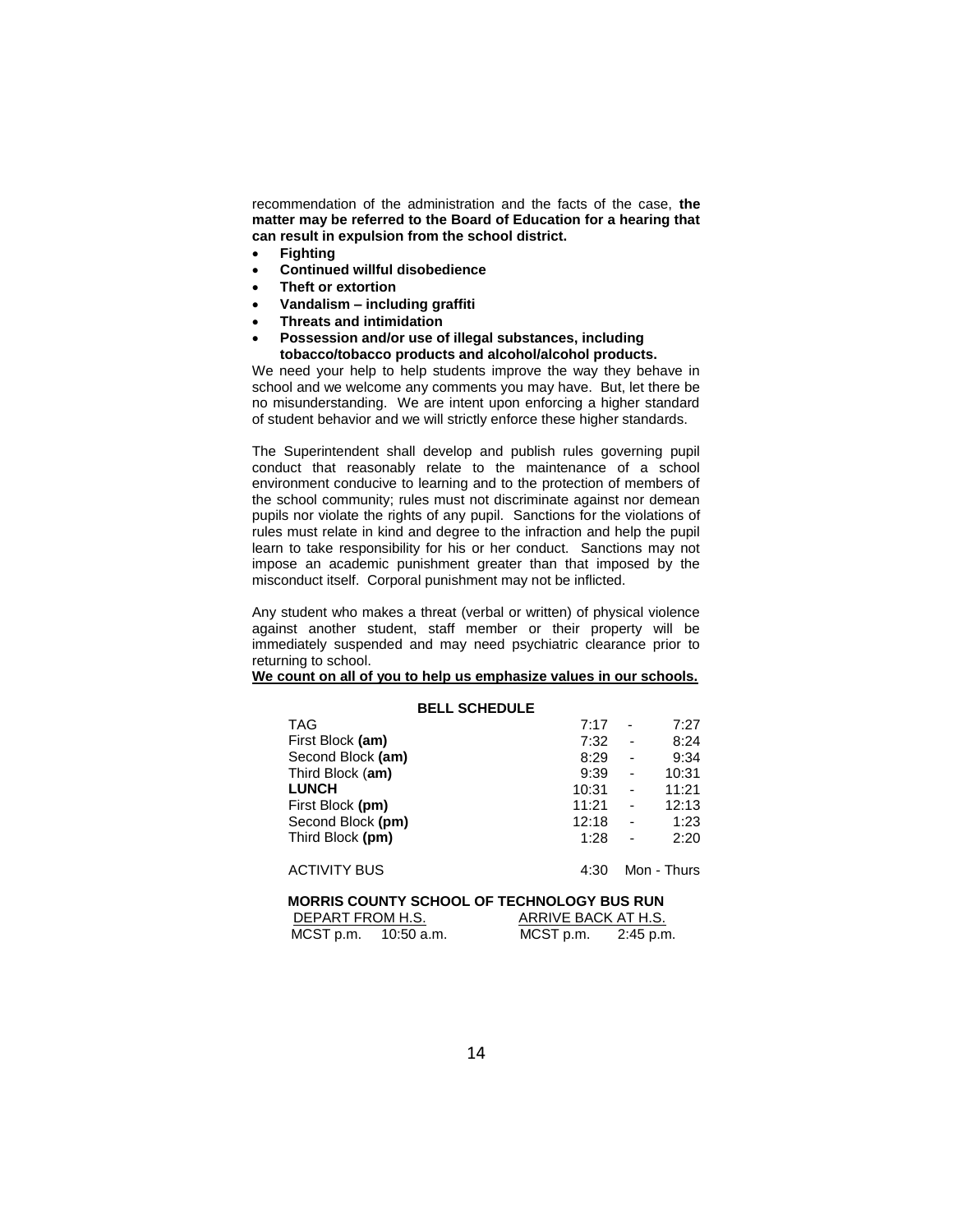recommendation of the administration and the facts of the case, **the matter may be referred to the Board of Education for a hearing that can result in expulsion from the school district.**

- **Fighting**
- **Continued willful disobedience**
- **Theft or extortion**
- **Vandalism – including graffiti**
- **Threats and intimidation**
- **Possession and/or use of illegal substances, including tobacco/tobacco products and alcohol/alcohol products.**

We need your help to help students improve the way they behave in school and we welcome any comments you may have. But, let there be no misunderstanding. We are intent upon enforcing a higher standard of student behavior and we will strictly enforce these higher standards.

The Superintendent shall develop and publish rules governing pupil conduct that reasonably relate to the maintenance of a school environment conducive to learning and to the protection of members of the school community; rules must not discriminate against nor demean pupils nor violate the rights of any pupil. Sanctions for the violations of rules must relate in kind and degree to the infraction and help the pupil learn to take responsibility for his or her conduct. Sanctions may not impose an academic punishment greater than that imposed by the misconduct itself. Corporal punishment may not be inflicted.

Any student who makes a threat (verbal or written) of physical violence against another student, staff member or their property will be immediately suspended and may need psychiatric clearance prior to returning to school.

<u>**We count on all of you to help us emphasize values in our schools.**</u>

**BELL SCHEDULE**

| | | | |
|---|---|---|---|
| TAG | 7:17 | - | 7:27 |
| First Block **(am)** | 7:32 | - | 8:24 |
| Second Block **(am)** | 8:29 | - | 9:34 |
| Third Block (**am)** | 9:39 | - | 10:31 |
| **LUNCH** | 10:31 | - | 11:21 |
| First Block **(pm)** | 11:21 | - | 12:13 |
| Second Block **(pm)** | 12:18 | - | 1:23 |
| Third Block **(pm)** | 1:28 | - | 2:20 |
| ACTIVITY BUS | 4:30 | | Mon - Thurs |

**MORRIS COUNTY SCHOOL OF TECHNOLOGY BUS RUN**

| DEPART FROM H.S. | | ARRIVE BACK AT H.S. | |
|---|---|---|---|
| MCST p.m. | 10:50 a.m. | MCST p.m. | 2:45 p.m. |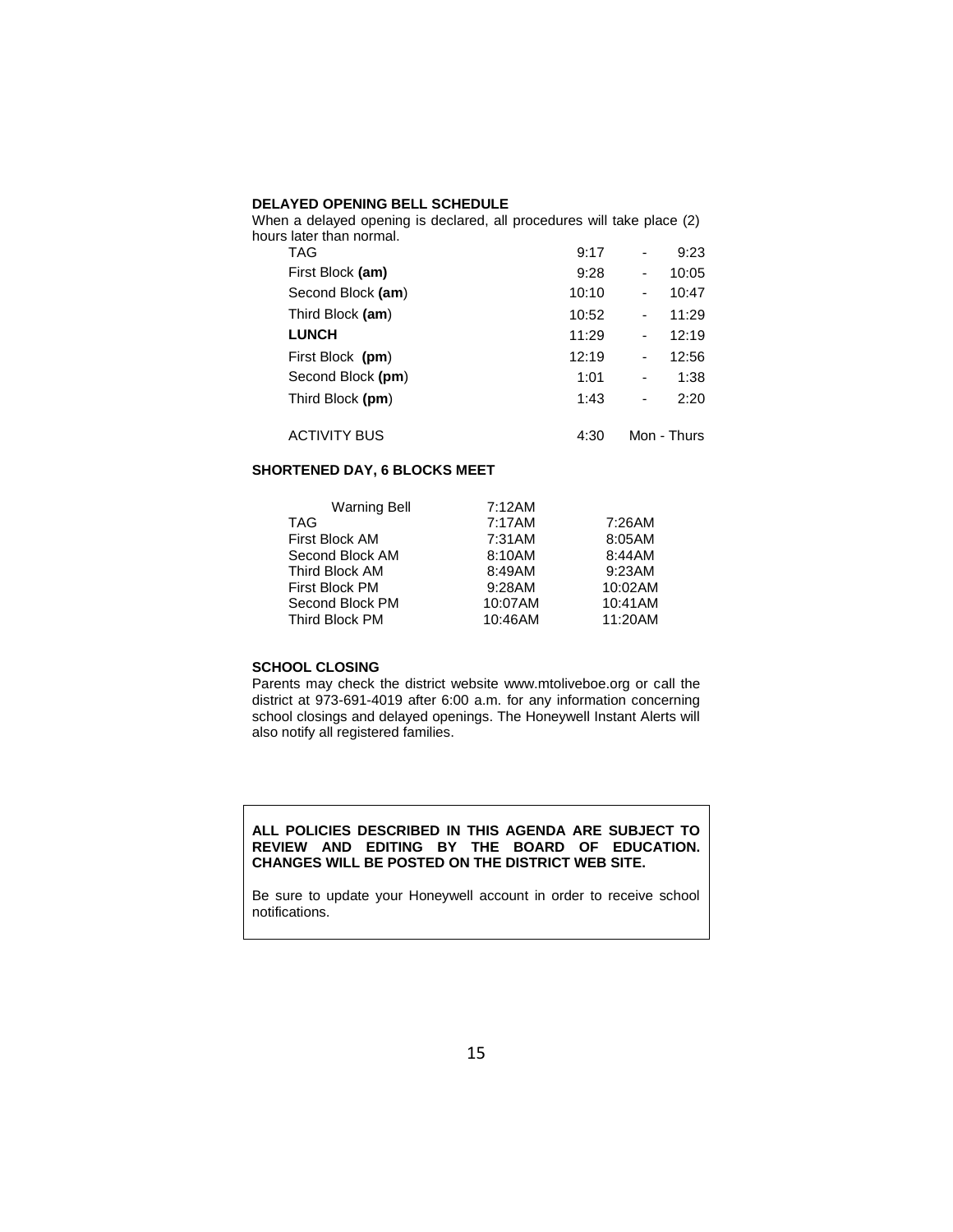**DELAYED OPENING BELL SCHEDULE**

When a delayed opening is declared, all procedures will take place (2) hours later than normal.

| | | | |
|---|---|---|---|
| TAG | 9:17 | - | 9:23 |
| First Block **(am)** | 9:28 | - | 10:05 |
| Second Block **(am**) | 10:10 | - | 10:47 |
| Third Block **(am**) | 10:52 | - | 11:29 |
| **LUNCH** | 11:29 | - | 12:19 |
| First Block **(pm**) | 12:19 | - | 12:56 |
| Second Block **(pm**) | 1:01 | - | 1:38 |
| Third Block **(pm**) | 1:43 | - | 2:20 |
| ACTIVITY BUS | 4:30 | | Mon - Thurs |

**SHORTENED DAY, 6 BLOCKS MEET**

| | | |
|---|---|---|
| Warning Bell | 7:12AM | |
| TAG | 7:17AM | 7:26AM |
| First Block AM | 7:31AM | 8:05AM |
| Second Block AM | 8:10AM | 8:44AM |
| Third Block AM | 8:49AM | 9:23AM |
| First Block PM | 9:28AM | 10:02AM |
| Second Block PM | 10:07AM | 10:41AM |
| Third Block PM | 10:46AM | 11:20AM |

**SCHOOL CLOSING**

Parents may check the district website www.mtoliveboe.org or call the district at 973-691-4019 after 6:00 a.m. for any information concerning school closings and delayed openings. The Honeywell Instant Alerts will also notify all registered families.

**ALL POLICIES DESCRIBED IN THIS AGENDA ARE SUBJECT TO REVIEW AND EDITING BY THE BOARD OF EDUCATION. CHANGES WILL BE POSTED ON THE DISTRICT WEB SITE.**

Be sure to update your Honeywell account in order to receive school notifications.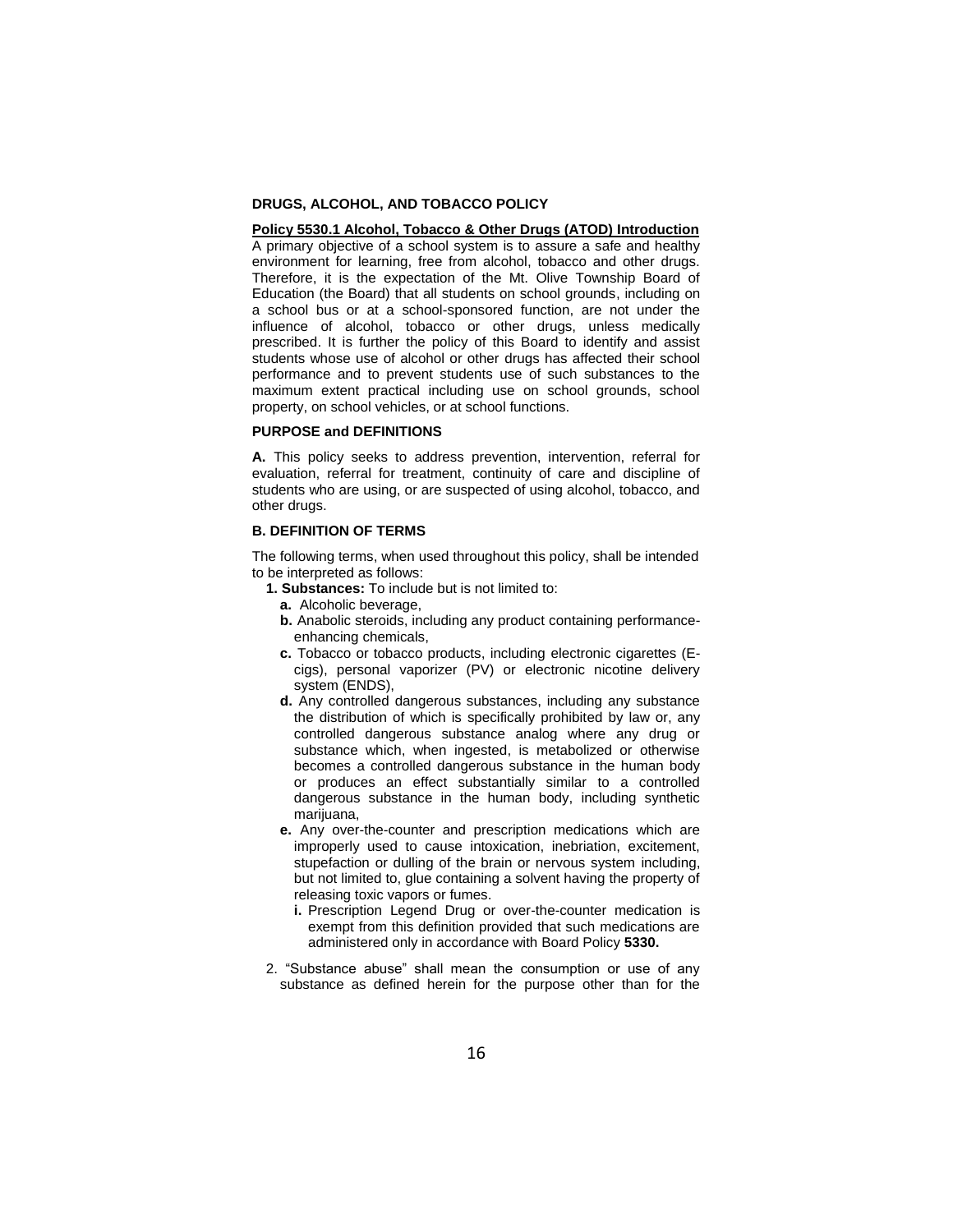## DRUGS, ALCOHOL, AND TOBACCO POLICY

**Policy 5530.1 Alcohol, Tobacco & Other Drugs (ATOD) Introduction**

A primary objective of a school system is to assure a safe and healthy environment for learning, free from alcohol, tobacco and other drugs. Therefore, it is the expectation of the Mt. Olive Township Board of Education (the Board) that all students on school grounds, including on a school bus or at a school-sponsored function, are not under the influence of alcohol, tobacco or other drugs, unless medically prescribed. It is further the policy of this Board to identify and assist students whose use of alcohol or other drugs has affected their school performance and to prevent students use of such substances to the maximum extent practical including use on school grounds, school property, on school vehicles, or at school functions.

### PURPOSE and DEFINITIONS

**A.** This policy seeks to address prevention, intervention, referral for evaluation, referral for treatment, continuity of care and discipline of students who are using, or are suspected of using alcohol, tobacco, and other drugs.

### B. DEFINITION OF TERMS

The following terms, when used throughout this policy, shall be intended to be interpreted as follows:

**1. Substances:** To include but is not limited to:

- **a.** Alcoholic beverage,
- **b.** Anabolic steroids, including any product containing performance-enhancing chemicals,
- **c.** Tobacco or tobacco products, including electronic cigarettes (E-cigs), personal vaporizer (PV) or electronic nicotine delivery system (ENDS),
- **d.** Any controlled dangerous substances, including any substance the distribution of which is specifically prohibited by law or, any controlled dangerous substance analog where any drug or substance which, when ingested, is metabolized or otherwise becomes a controlled dangerous substance in the human body or produces an effect substantially similar to a controlled dangerous substance in the human body, including synthetic marijuana,
- **e.** Any over-the-counter and prescription medications which are improperly used to cause intoxication, inebriation, excitement, stupefaction or dulling of the brain or nervous system including, but not limited to, glue containing a solvent having the property of releasing toxic vapors or fumes.
  - **i.** Prescription Legend Drug or over-the-counter medication is exempt from this definition provided that such medications are administered only in accordance with Board Policy **5330.**

2. "Substance abuse" shall mean the consumption or use of any substance as defined herein for the purpose other than for the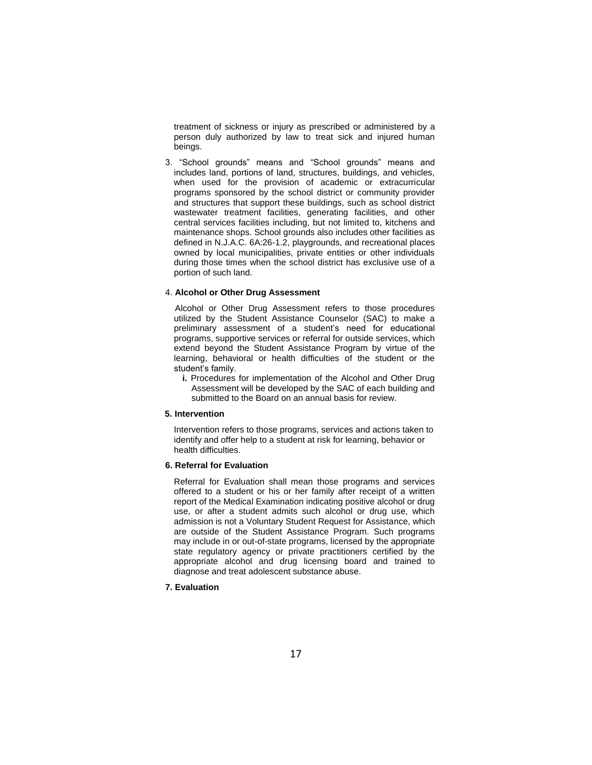treatment of sickness or injury as prescribed or administered by a person duly authorized by law to treat sick and injured human beings.

3. "School grounds" means and "School grounds" means and includes land, portions of land, structures, buildings, and vehicles, when used for the provision of academic or extracurricular programs sponsored by the school district or community provider and structures that support these buildings, such as school district wastewater treatment facilities, generating facilities, and other central services facilities including, but not limited to, kitchens and maintenance shops. School grounds also includes other facilities as defined in N.J.A.C. 6A:26-1.2, playgrounds, and recreational places owned by local municipalities, private entities or other individuals during those times when the school district has exclusive use of a portion of such land.

4. **Alcohol or Other Drug Assessment**

Alcohol or Other Drug Assessment refers to those procedures utilized by the Student Assistance Counselor (SAC) to make a preliminary assessment of a student's need for educational programs, supportive services or referral for outside services, which extend beyond the Student Assistance Program by virtue of the learning, behavioral or health difficulties of the student or the student's family.

- **i.** Procedures for implementation of the Alcohol and Other Drug Assessment will be developed by the SAC of each building and submitted to the Board on an annual basis for review.

**5. Intervention**

Intervention refers to those programs, services and actions taken to identify and offer help to a student at risk for learning, behavior or health difficulties.

**6. Referral for Evaluation**

Referral for Evaluation shall mean those programs and services offered to a student or his or her family after receipt of a written report of the Medical Examination indicating positive alcohol or drug use, or after a student admits such alcohol or drug use, which admission is not a Voluntary Student Request for Assistance, which are outside of the Student Assistance Program. Such programs may include in or out-of-state programs, licensed by the appropriate state regulatory agency or private practitioners certified by the appropriate alcohol and drug licensing board and trained to diagnose and treat adolescent substance abuse.

**7. Evaluation**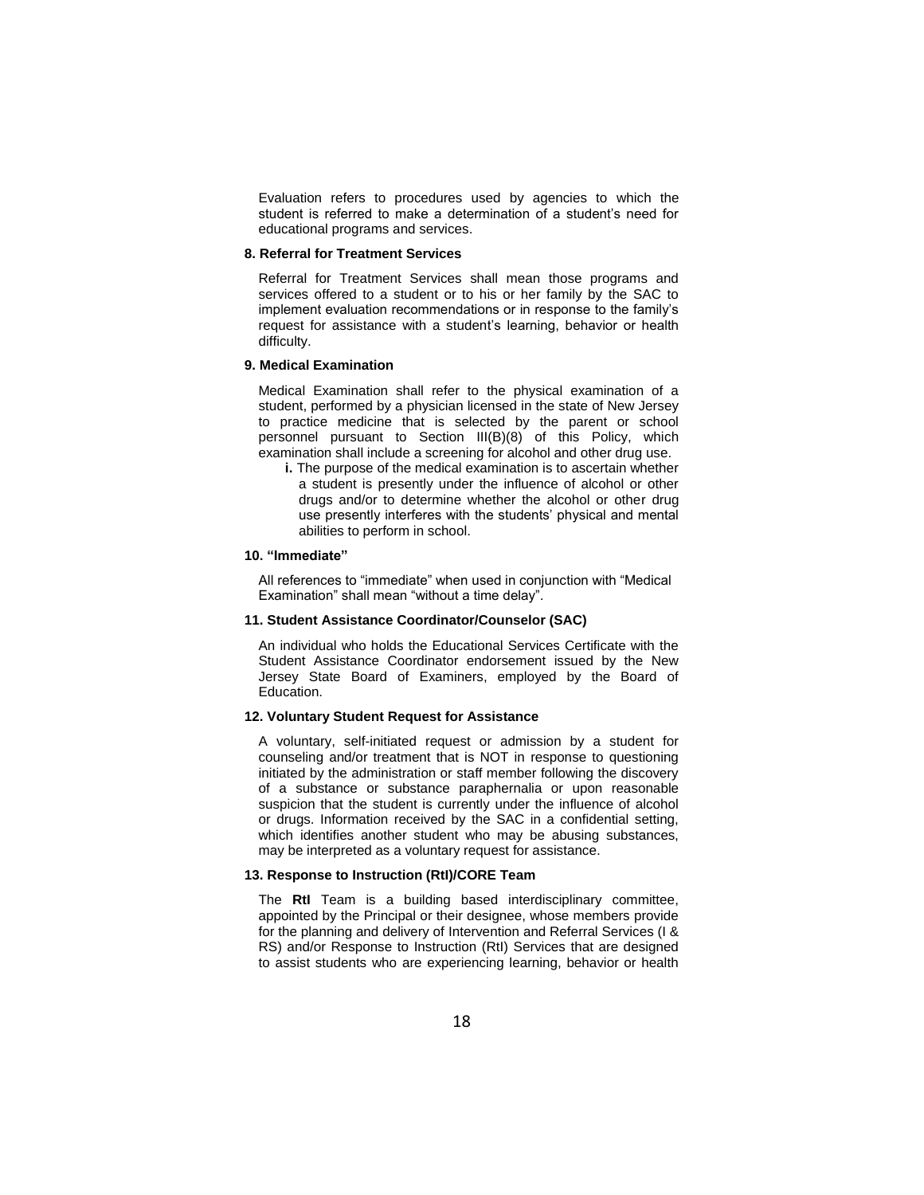Evaluation refers to procedures used by agencies to which the student is referred to make a determination of a student's need for educational programs and services.

**8. Referral for Treatment Services**

Referral for Treatment Services shall mean those programs and services offered to a student or to his or her family by the SAC to implement evaluation recommendations or in response to the family's request for assistance with a student's learning, behavior or health difficulty.

**9. Medical Examination**

Medical Examination shall refer to the physical examination of a student, performed by a physician licensed in the state of New Jersey to practice medicine that is selected by the parent or school personnel pursuant to Section III(B)(8) of this Policy, which examination shall include a screening for alcohol and other drug use.

**i.** The purpose of the medical examination is to ascertain whether a student is presently under the influence of alcohol or other drugs and/or to determine whether the alcohol or other drug use presently interferes with the students' physical and mental abilities to perform in school.

**10. "Immediate"**

All references to "immediate" when used in conjunction with "Medical Examination" shall mean "without a time delay".

**11. Student Assistance Coordinator/Counselor (SAC)**

An individual who holds the Educational Services Certificate with the Student Assistance Coordinator endorsement issued by the New Jersey State Board of Examiners, employed by the Board of Education.

**12. Voluntary Student Request for Assistance**

A voluntary, self-initiated request or admission by a student for counseling and/or treatment that is NOT in response to questioning initiated by the administration or staff member following the discovery of a substance or substance paraphernalia or upon reasonable suspicion that the student is currently under the influence of alcohol or drugs. Information received by the SAC in a confidential setting, which identifies another student who may be abusing substances, may be interpreted as a voluntary request for assistance.

**13. Response to Instruction (RtI)/CORE Team**

The **RtI** Team is a building based interdisciplinary committee, appointed by the Principal or their designee, whose members provide for the planning and delivery of Intervention and Referral Services (I & RS) and/or Response to Instruction (RtI) Services that are designed to assist students who are experiencing learning, behavior or health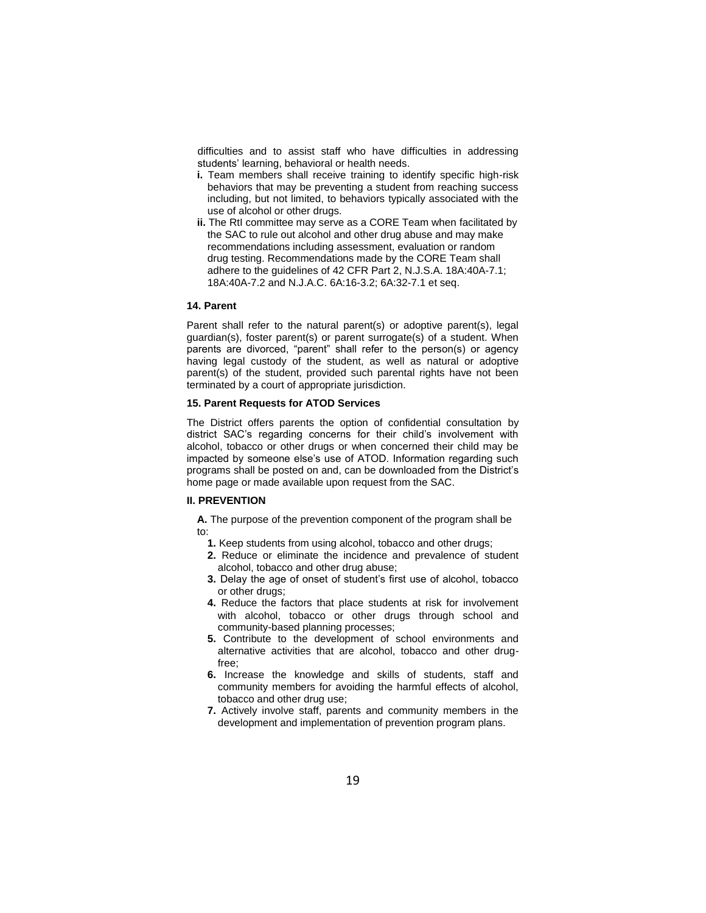difficulties and to assist staff who have difficulties in addressing students' learning, behavioral or health needs.

- **i.** Team members shall receive training to identify specific high-risk behaviors that may be preventing a student from reaching success including, but not limited, to behaviors typically associated with the use of alcohol or other drugs.
- **ii.** The RtI committee may serve as a CORE Team when facilitated by the SAC to rule out alcohol and other drug abuse and may make recommendations including assessment, evaluation or random drug testing. Recommendations made by the CORE Team shall adhere to the guidelines of 42 CFR Part 2, N.J.S.A. 18A:40A-7.1; 18A:40A-7.2 and N.J.A.C. 6A:16-3.2; 6A:32-7.1 et seq.

**14. Parent**

Parent shall refer to the natural parent(s) or adoptive parent(s), legal guardian(s), foster parent(s) or parent surrogate(s) of a student. When parents are divorced, "parent" shall refer to the person(s) or agency having legal custody of the student, as well as natural or adoptive parent(s) of the student, provided such parental rights have not been terminated by a court of appropriate jurisdiction.

**15. Parent Requests for ATOD Services**

The District offers parents the option of confidential consultation by district SAC's regarding concerns for their child's involvement with alcohol, tobacco or other drugs or when concerned their child may be impacted by someone else's use of ATOD. Information regarding such programs shall be posted on and, can be downloaded from the District's home page or made available upon request from the SAC.

**II. PREVENTION**

**A.** The purpose of the prevention component of the program shall be to:

1. Keep students from using alcohol, tobacco and other drugs;
2. Reduce or eliminate the incidence and prevalence of student alcohol, tobacco and other drug abuse;
3. Delay the age of onset of student's first use of alcohol, tobacco or other drugs;
4. Reduce the factors that place students at risk for involvement with alcohol, tobacco or other drugs through school and community-based planning processes;
5. Contribute to the development of school environments and alternative activities that are alcohol, tobacco and other drug-free;
6. Increase the knowledge and skills of students, staff and community members for avoiding the harmful effects of alcohol, tobacco and other drug use;
7. Actively involve staff, parents and community members in the development and implementation of prevention program plans.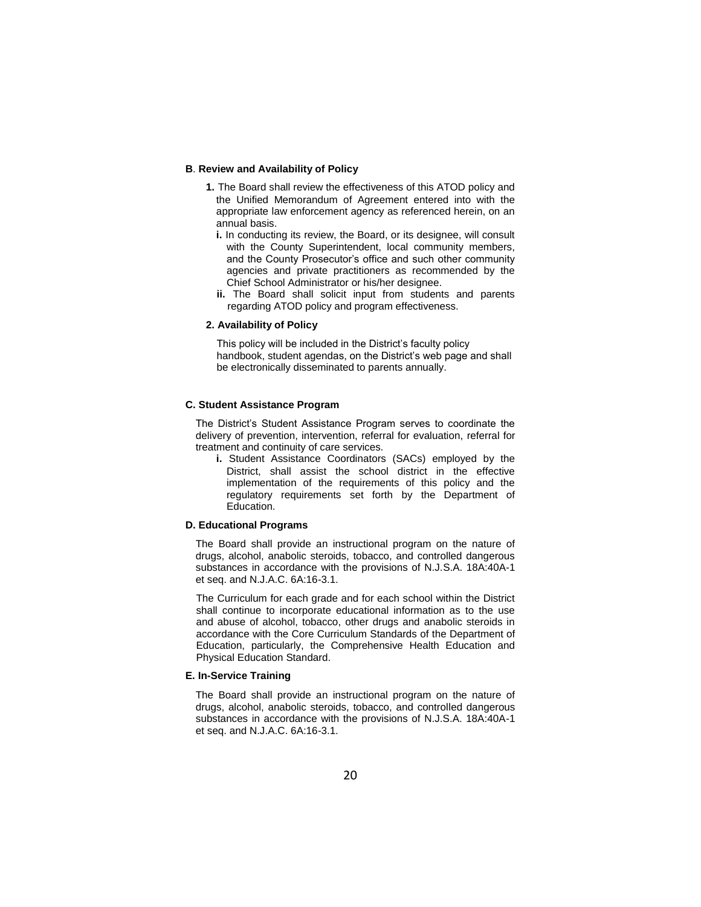**B**. **Review and Availability of Policy**

**1.** The Board shall review the effectiveness of this ATOD policy and the Unified Memorandum of Agreement entered into with the appropriate law enforcement agency as referenced herein, on an annual basis.

**i.** In conducting its review, the Board, or its designee, will consult with the County Superintendent, local community members, and the County Prosecutor's office and such other community agencies and private practitioners as recommended by the Chief School Administrator or his/her designee.

**ii.** The Board shall solicit input from students and parents regarding ATOD policy and program effectiveness.

**2. Availability of Policy**

This policy will be included in the District's faculty policy handbook, student agendas, on the District's web page and shall be electronically disseminated to parents annually.

**C. Student Assistance Program**

The District's Student Assistance Program serves to coordinate the delivery of prevention, intervention, referral for evaluation, referral for treatment and continuity of care services.

**i.** Student Assistance Coordinators (SACs) employed by the District, shall assist the school district in the effective implementation of the requirements of this policy and the regulatory requirements set forth by the Department of Education.

**D. Educational Programs**

The Board shall provide an instructional program on the nature of drugs, alcohol, anabolic steroids, tobacco, and controlled dangerous substances in accordance with the provisions of N.J.S.A. 18A:40A-1 et seq. and N.J.A.C. 6A:16-3.1.

The Curriculum for each grade and for each school within the District shall continue to incorporate educational information as to the use and abuse of alcohol, tobacco, other drugs and anabolic steroids in accordance with the Core Curriculum Standards of the Department of Education, particularly, the Comprehensive Health Education and Physical Education Standard.

**E. In-Service Training**

The Board shall provide an instructional program on the nature of drugs, alcohol, anabolic steroids, tobacco, and controlled dangerous substances in accordance with the provisions of N.J.S.A. 18A:40A-1 et seq. and N.J.A.C. 6A:16-3.1.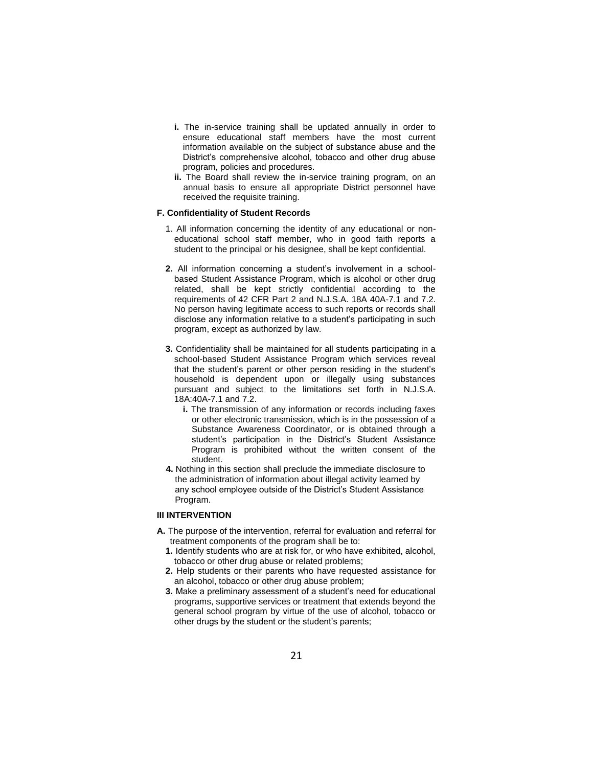- **i.** The in-service training shall be updated annually in order to ensure educational staff members have the most current information available on the subject of substance abuse and the District's comprehensive alcohol, tobacco and other drug abuse program, policies and procedures.
- **ii.** The Board shall review the in-service training program, on an annual basis to ensure all appropriate District personnel have received the requisite training.

**F. Confidentiality of Student Records**

1. All information concerning the identity of any educational or non-educational school staff member, who in good faith reports a student to the principal or his designee, shall be kept confidential.

**2.** All information concerning a student's involvement in a school-based Student Assistance Program, which is alcohol or other drug related, shall be kept strictly confidential according to the requirements of 42 CFR Part 2 and N.J.S.A. 18A 40A-7.1 and 7.2. No person having legitimate access to such reports or records shall disclose any information relative to a student's participating in such program, except as authorized by law.

**3.** Confidentiality shall be maintained for all students participating in a school-based Student Assistance Program which services reveal that the student's parent or other person residing in the student's household is dependent upon or illegally using substances pursuant and subject to the limitations set forth in N.J.S.A. 18A:40A-7.1 and 7.2.

- **i.** The transmission of any information or records including faxes or other electronic transmission, which is in the possession of a Substance Awareness Coordinator, or is obtained through a student's participation in the District's Student Assistance Program is prohibited without the written consent of the student.

**4.** Nothing in this section shall preclude the immediate disclosure to the administration of information about illegal activity learned by any school employee outside of the District's Student Assistance Program.

**III INTERVENTION**

**A.** The purpose of the intervention, referral for evaluation and referral for treatment components of the program shall be to:

**1.** Identify students who are at risk for, or who have exhibited, alcohol, tobacco or other drug abuse or related problems;

**2.** Help students or their parents who have requested assistance for an alcohol, tobacco or other drug abuse problem;

**3.** Make a preliminary assessment of a student's need for educational programs, supportive services or treatment that extends beyond the general school program by virtue of the use of alcohol, tobacco or other drugs by the student or the student's parents;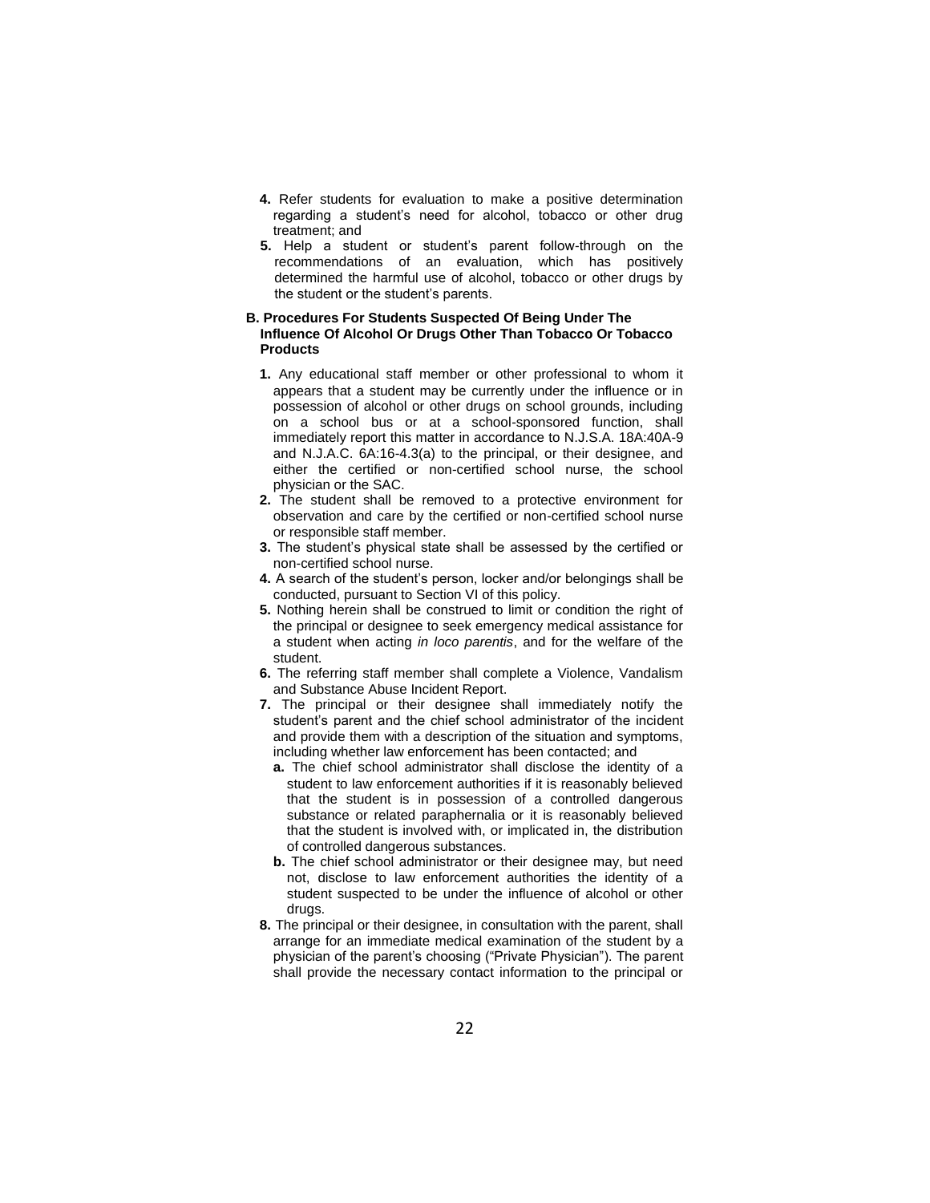4. Refer students for evaluation to make a positive determination regarding a student's need for alcohol, tobacco or other drug treatment; and
5. Help a student or student's parent follow-through on the recommendations of an evaluation, which has positively determined the harmful use of alcohol, tobacco or other drugs by the student or the student's parents.

**B. Procedures For Students Suspected Of Being Under The Influence Of Alcohol Or Drugs Other Than Tobacco Or Tobacco Products**

1. Any educational staff member or other professional to whom it appears that a student may be currently under the influence or in possession of alcohol or other drugs on school grounds, including on a school bus or at a school-sponsored function, shall immediately report this matter in accordance to N.J.S.A. 18A:40A-9 and N.J.A.C. 6A:16-4.3(a) to the principal, or their designee, and either the certified or non-certified school nurse, the school physician or the SAC.
2. The student shall be removed to a protective environment for observation and care by the certified or non-certified school nurse or responsible staff member.
3. The student's physical state shall be assessed by the certified or non-certified school nurse.
4. A search of the student's person, locker and/or belongings shall be conducted, pursuant to Section VI of this policy.
5. Nothing herein shall be construed to limit or condition the right of the principal or designee to seek emergency medical assistance for a student when acting *in loco parentis*, and for the welfare of the student.
6. The referring staff member shall complete a Violence, Vandalism and Substance Abuse Incident Report.
7. The principal or their designee shall immediately notify the student's parent and the chief school administrator of the incident and provide them with a description of the situation and symptoms, including whether law enforcement has been contacted; and
   - **a.** The chief school administrator shall disclose the identity of a student to law enforcement authorities if it is reasonably believed that the student is in possession of a controlled dangerous substance or related paraphernalia or it is reasonably believed that the student is involved with, or implicated in, the distribution of controlled dangerous substances.
   - **b.** The chief school administrator or their designee may, but need not, disclose to law enforcement authorities the identity of a student suspected to be under the influence of alcohol or other drugs.
8. The principal or their designee, in consultation with the parent, shall arrange for an immediate medical examination of the student by a physician of the parent's choosing ("Private Physician"). The parent shall provide the necessary contact information to the principal or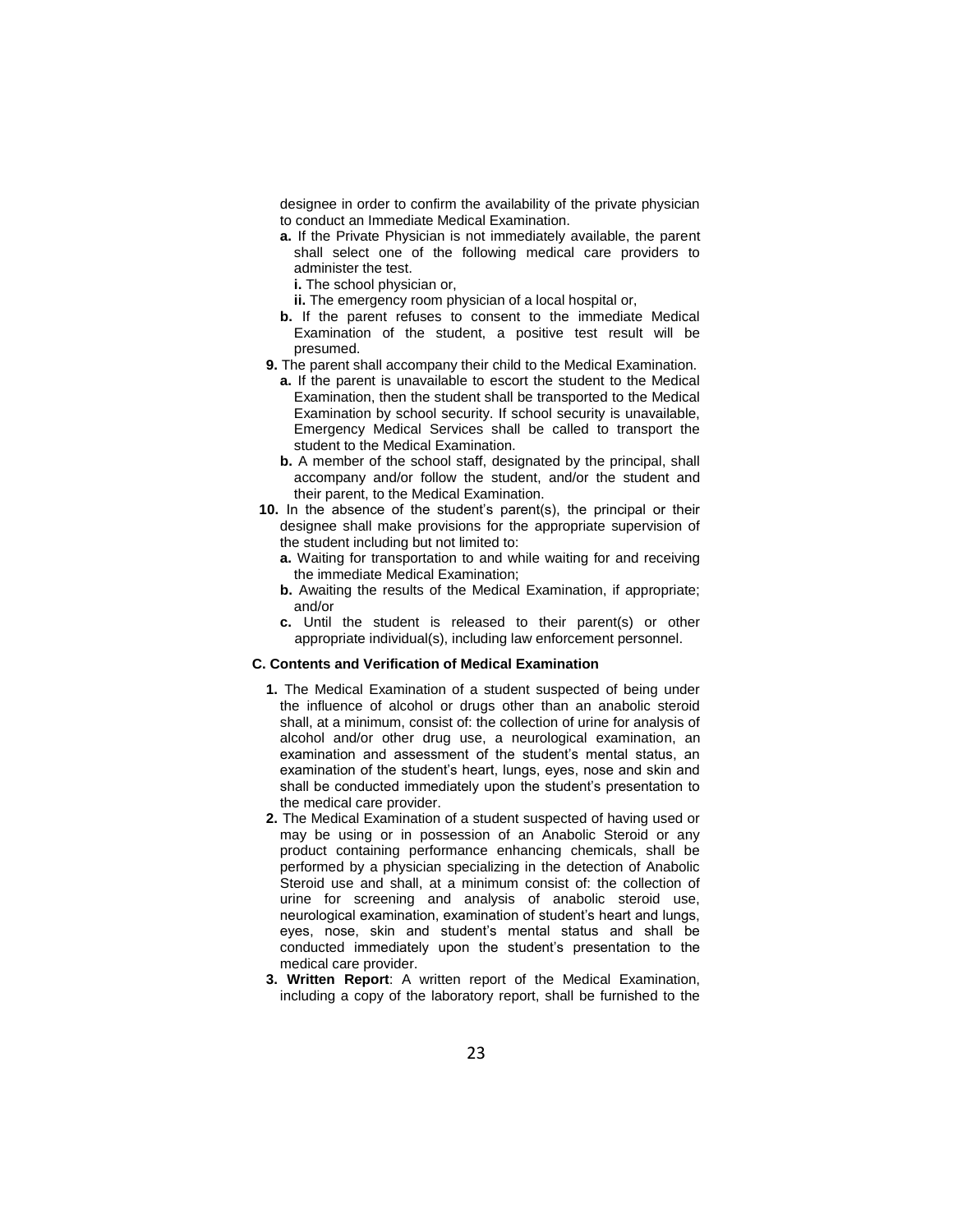designee in order to confirm the availability of the private physician to conduct an Immediate Medical Examination.

- **a.** If the Private Physician is not immediately available, the parent shall select one of the following medical care providers to administer the test.
  - **i.** The school physician or,
  - **ii.** The emergency room physician of a local hospital or,
- **b.** If the parent refuses to consent to the immediate Medical Examination of the student, a positive test result will be presumed.

**9.** The parent shall accompany their child to the Medical Examination.

- **a.** If the parent is unavailable to escort the student to the Medical Examination, then the student shall be transported to the Medical Examination by school security. If school security is unavailable, Emergency Medical Services shall be called to transport the student to the Medical Examination.
- **b.** A member of the school staff, designated by the principal, shall accompany and/or follow the student, and/or the student and their parent, to the Medical Examination.

**10.** In the absence of the student's parent(s), the principal or their designee shall make provisions for the appropriate supervision of the student including but not limited to:

- **a.** Waiting for transportation to and while waiting for and receiving the immediate Medical Examination;
- **b.** Awaiting the results of the Medical Examination, if appropriate; and/or
- **c.** Until the student is released to their parent(s) or other appropriate individual(s), including law enforcement personnel.

### C. Contents and Verification of Medical Examination

**1.** The Medical Examination of a student suspected of being under the influence of alcohol or drugs other than an anabolic steroid shall, at a minimum, consist of: the collection of urine for analysis of alcohol and/or other drug use, a neurological examination, an examination and assessment of the student's mental status, an examination of the student's heart, lungs, eyes, nose and skin and shall be conducted immediately upon the student's presentation to the medical care provider.

**2.** The Medical Examination of a student suspected of having used or may be using or in possession of an Anabolic Steroid or any product containing performance enhancing chemicals, shall be performed by a physician specializing in the detection of Anabolic Steroid use and shall, at a minimum consist of: the collection of urine for screening and analysis of anabolic steroid use, neurological examination, examination of student's heart and lungs, eyes, nose, skin and student's mental status and shall be conducted immediately upon the student's presentation to the medical care provider.

**3. Written Report**: A written report of the Medical Examination, including a copy of the laboratory report, shall be furnished to the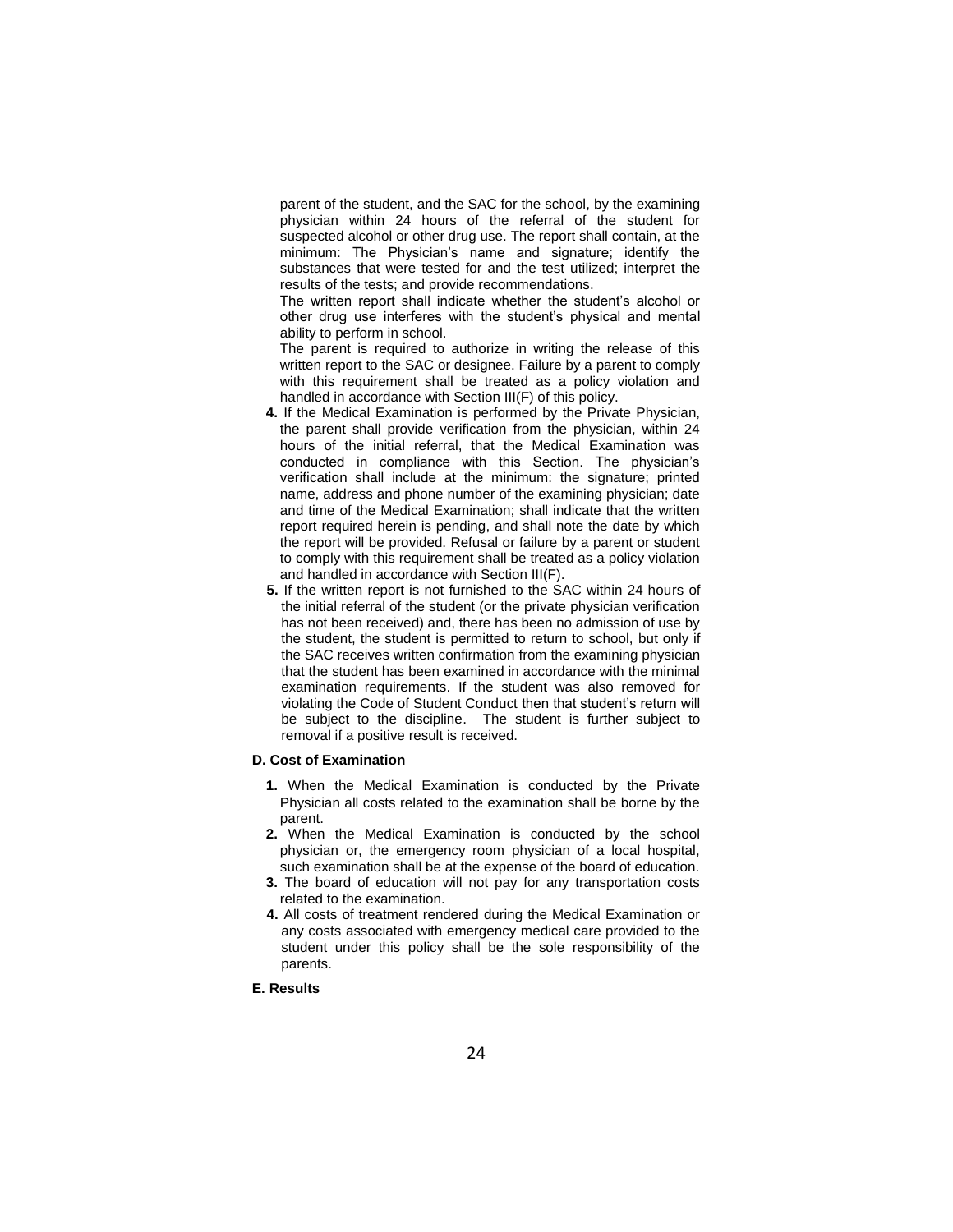parent of the student, and the SAC for the school, by the examining physician within 24 hours of the referral of the student for suspected alcohol or other drug use. The report shall contain, at the minimum: The Physician's name and signature; identify the substances that were tested for and the test utilized; interpret the results of the tests; and provide recommendations.

The written report shall indicate whether the student's alcohol or other drug use interferes with the student's physical and mental ability to perform in school.

The parent is required to authorize in writing the release of this written report to the SAC or designee. Failure by a parent to comply with this requirement shall be treated as a policy violation and handled in accordance with Section III(F) of this policy.

4. If the Medical Examination is performed by the Private Physician, the parent shall provide verification from the physician, within 24 hours of the initial referral, that the Medical Examination was conducted in compliance with this Section. The physician's verification shall include at the minimum: the signature; printed name, address and phone number of the examining physician; date and time of the Medical Examination; shall indicate that the written report required herein is pending, and shall note the date by which the report will be provided. Refusal or failure by a parent or student to comply with this requirement shall be treated as a policy violation and handled in accordance with Section III(F).
5. If the written report is not furnished to the SAC within 24 hours of the initial referral of the student (or the private physician verification has not been received) and, there has been no admission of use by the student, the student is permitted to return to school, but only if the SAC receives written confirmation from the examining physician that the student has been examined in accordance with the minimal examination requirements. If the student was also removed for violating the Code of Student Conduct then that student's return will be subject to the discipline. The student is further subject to removal if a positive result is received.

**D. Cost of Examination**

1. When the Medical Examination is conducted by the Private Physician all costs related to the examination shall be borne by the parent.
2. When the Medical Examination is conducted by the school physician or, the emergency room physician of a local hospital, such examination shall be at the expense of the board of education.
3. The board of education will not pay for any transportation costs related to the examination.
4. All costs of treatment rendered during the Medical Examination or any costs associated with emergency medical care provided to the student under this policy shall be the sole responsibility of the parents.

**E. Results**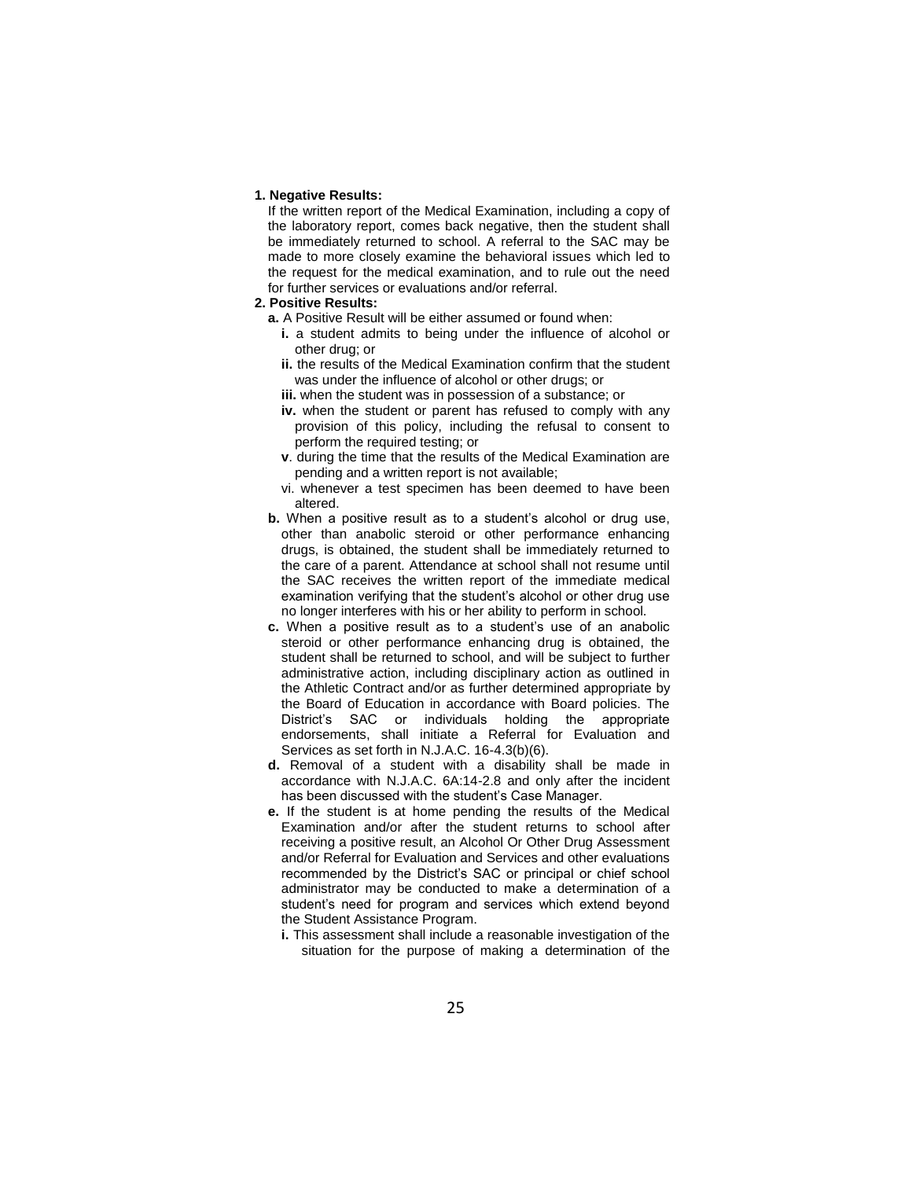**1. Negative Results:**

If the written report of the Medical Examination, including a copy of the laboratory report, comes back negative, then the student shall be immediately returned to school. A referral to the SAC may be made to more closely examine the behavioral issues which led to the request for the medical examination, and to rule out the need for further services or evaluations and/or referral.

**2. Positive Results:**

- **a.** A Positive Result will be either assumed or found when:
  - **i.** a student admits to being under the influence of alcohol or other drug; or
  - **ii.** the results of the Medical Examination confirm that the student was under the influence of alcohol or other drugs; or
  - **iii.** when the student was in possession of a substance; or
  - **iv.** when the student or parent has refused to comply with any provision of this policy, including the refusal to consent to perform the required testing; or
  - **v**. during the time that the results of the Medical Examination are pending and a written report is not available;
  - vi. whenever a test specimen has been deemed to have been altered.
- **b.** When a positive result as to a student's alcohol or drug use, other than anabolic steroid or other performance enhancing drugs, is obtained, the student shall be immediately returned to the care of a parent. Attendance at school shall not resume until the SAC receives the written report of the immediate medical examination verifying that the student's alcohol or other drug use no longer interferes with his or her ability to perform in school.
- **c.** When a positive result as to a student's use of an anabolic steroid or other performance enhancing drug is obtained, the student shall be returned to school, and will be subject to further administrative action, including disciplinary action as outlined in the Athletic Contract and/or as further determined appropriate by the Board of Education in accordance with Board policies. The District's SAC or individuals holding the appropriate endorsements, shall initiate a Referral for Evaluation and Services as set forth in N.J.A.C. 16-4.3(b)(6).
- **d.** Removal of a student with a disability shall be made in accordance with N.J.A.C. 6A:14-2.8 and only after the incident has been discussed with the student's Case Manager.
- **e.** If the student is at home pending the results of the Medical Examination and/or after the student returns to school after receiving a positive result, an Alcohol Or Other Drug Assessment and/or Referral for Evaluation and Services and other evaluations recommended by the District's SAC or principal or chief school administrator may be conducted to make a determination of a student's need for program and services which extend beyond the Student Assistance Program.
  - **i.** This assessment shall include a reasonable investigation of the situation for the purpose of making a determination of the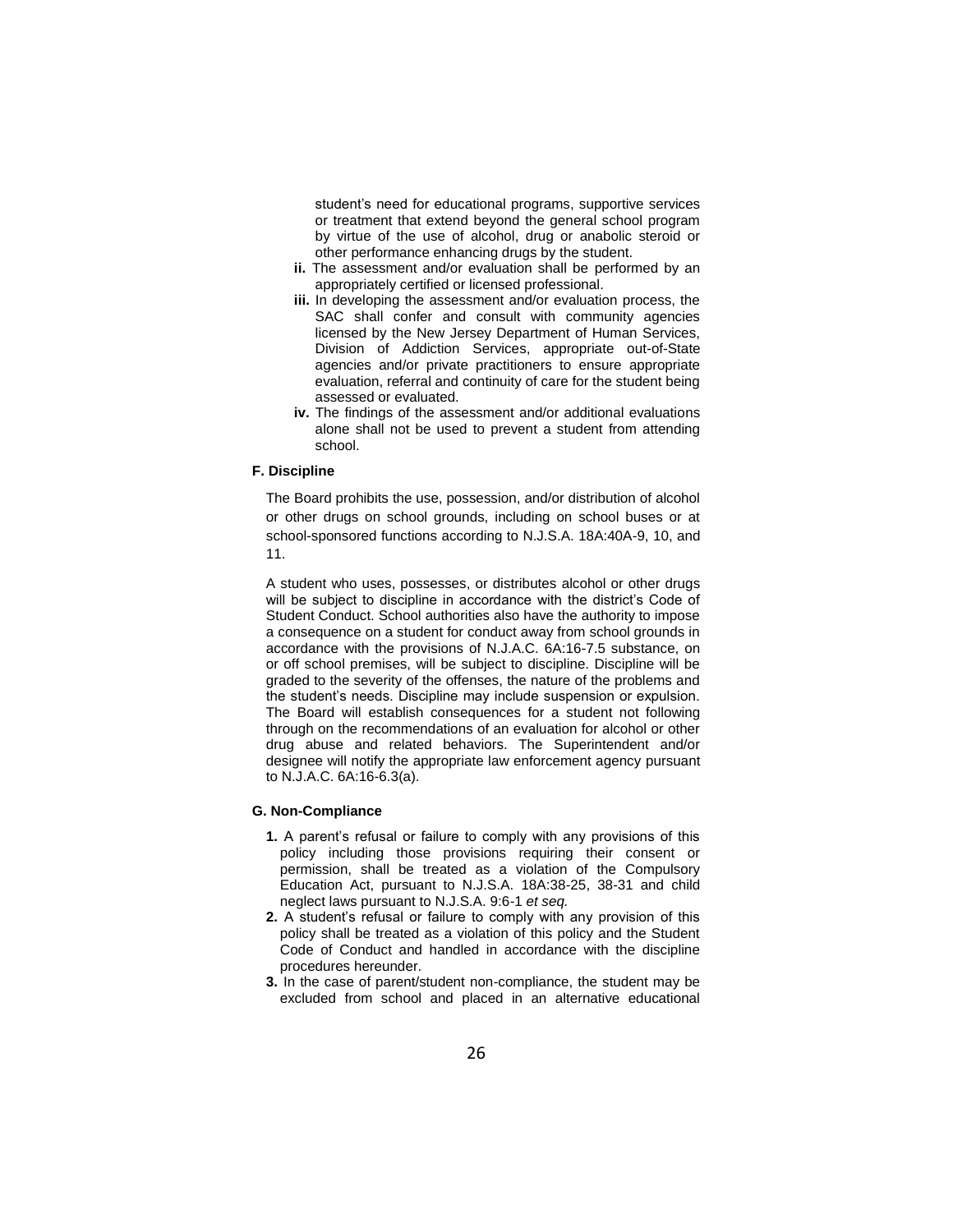student's need for educational programs, supportive services or treatment that extend beyond the general school program by virtue of the use of alcohol, drug or anabolic steroid or other performance enhancing drugs by the student.

- **ii.** The assessment and/or evaluation shall be performed by an appropriately certified or licensed professional.
- **iii.** In developing the assessment and/or evaluation process, the SAC shall confer and consult with community agencies licensed by the New Jersey Department of Human Services, Division of Addiction Services, appropriate out-of-State agencies and/or private practitioners to ensure appropriate evaluation, referral and continuity of care for the student being assessed or evaluated.
- **iv.** The findings of the assessment and/or additional evaluations alone shall not be used to prevent a student from attending school.

**F. Discipline**

The Board prohibits the use, possession, and/or distribution of alcohol or other drugs on school grounds, including on school buses or at school-sponsored functions according to N.J.S.A. 18A:40A-9, 10, and 11.

A student who uses, possesses, or distributes alcohol or other drugs will be subject to discipline in accordance with the district's Code of Student Conduct. School authorities also have the authority to impose a consequence on a student for conduct away from school grounds in accordance with the provisions of N.J.A.C. 6A:16-7.5 substance, on or off school premises, will be subject to discipline. Discipline will be graded to the severity of the offenses, the nature of the problems and the student's needs. Discipline may include suspension or expulsion. The Board will establish consequences for a student not following through on the recommendations of an evaluation for alcohol or other drug abuse and related behaviors. The Superintendent and/or designee will notify the appropriate law enforcement agency pursuant to N.J.A.C. 6A:16-6.3(a).

**G. Non-Compliance**

1. A parent's refusal or failure to comply with any provisions of this policy including those provisions requiring their consent or permission, shall be treated as a violation of the Compulsory Education Act, pursuant to N.J.S.A. 18A:38-25, 38-31 and child neglect laws pursuant to N.J.S.A. 9:6-1 *et seq.*
2. A student's refusal or failure to comply with any provision of this policy shall be treated as a violation of this policy and the Student Code of Conduct and handled in accordance with the discipline procedures hereunder.
3. In the case of parent/student non-compliance, the student may be excluded from school and placed in an alternative educational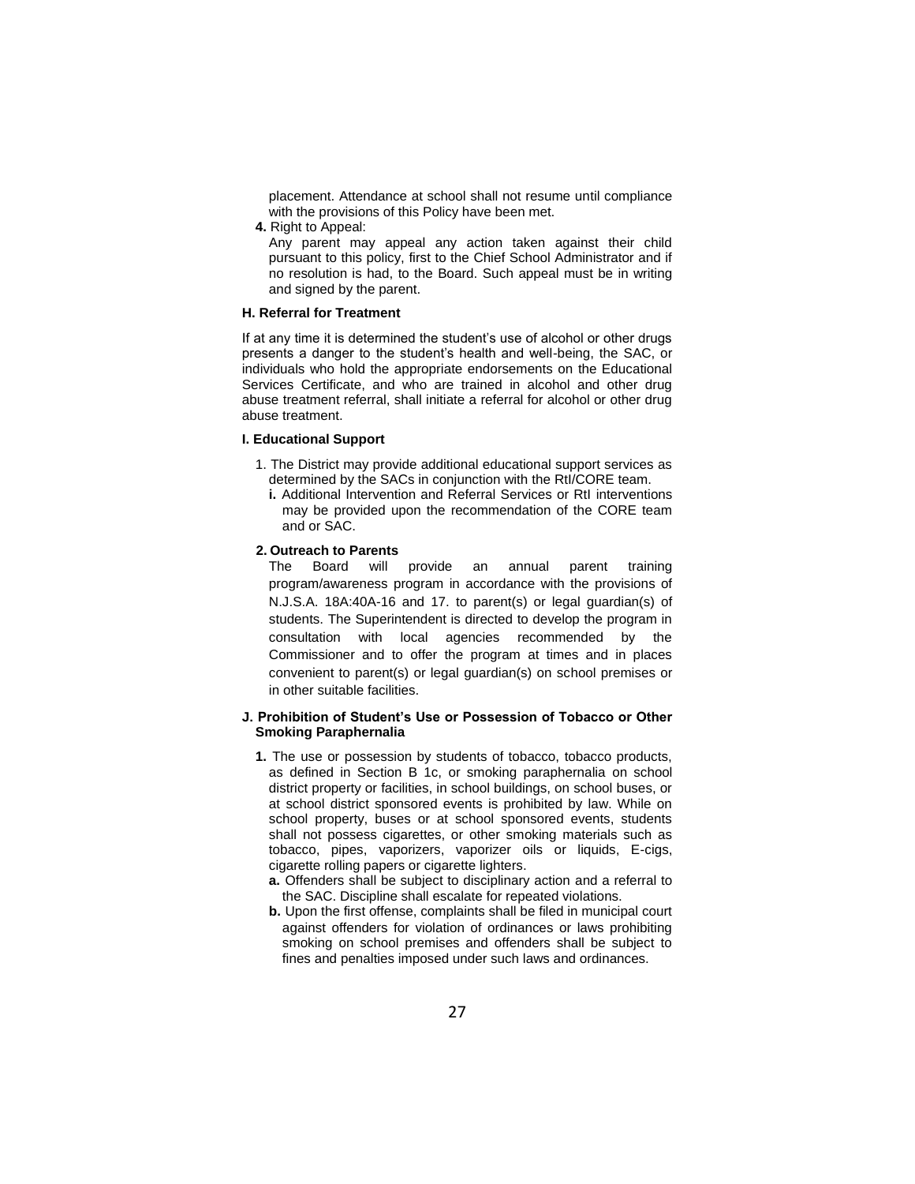placement. Attendance at school shall not resume until compliance with the provisions of this Policy have been met.

**4.** Right to Appeal:
Any parent may appeal any action taken against their child pursuant to this policy, first to the Chief School Administrator and if no resolution is had, to the Board. Such appeal must be in writing and signed by the parent.

**H. Referral for Treatment**

If at any time it is determined the student's use of alcohol or other drugs presents a danger to the student's health and well-being, the SAC, or individuals who hold the appropriate endorsements on the Educational Services Certificate, and who are trained in alcohol and other drug abuse treatment referral, shall initiate a referral for alcohol or other drug abuse treatment.

**I. Educational Support**

1. The District may provide additional educational support services as determined by the SACs in conjunction with the RtI/CORE team.
   **i.** Additional Intervention and Referral Services or RtI interventions may be provided upon the recommendation of the CORE team and or SAC.

**2. Outreach to Parents**
The Board will provide an annual parent training program/awareness program in accordance with the provisions of N.J.S.A. 18A:40A-16 and 17. to parent(s) or legal guardian(s) of students. The Superintendent is directed to develop the program in consultation with local agencies recommended by the Commissioner and to offer the program at times and in places convenient to parent(s) or legal guardian(s) on school premises or in other suitable facilities.

**J. Prohibition of Student's Use or Possession of Tobacco or Other Smoking Paraphernalia**

**1.** The use or possession by students of tobacco, tobacco products, as defined in Section B 1c, or smoking paraphernalia on school district property or facilities, in school buildings, on school buses, or at school district sponsored events is prohibited by law. While on school property, buses or at school sponsored events, students shall not possess cigarettes, or other smoking materials such as tobacco, pipes, vaporizers, vaporizer oils or liquids, E-cigs, cigarette rolling papers or cigarette lighters.
   **a.** Offenders shall be subject to disciplinary action and a referral to the SAC. Discipline shall escalate for repeated violations.
   **b.** Upon the first offense, complaints shall be filed in municipal court against offenders for violation of ordinances or laws prohibiting smoking on school premises and offenders shall be subject to fines and penalties imposed under such laws and ordinances.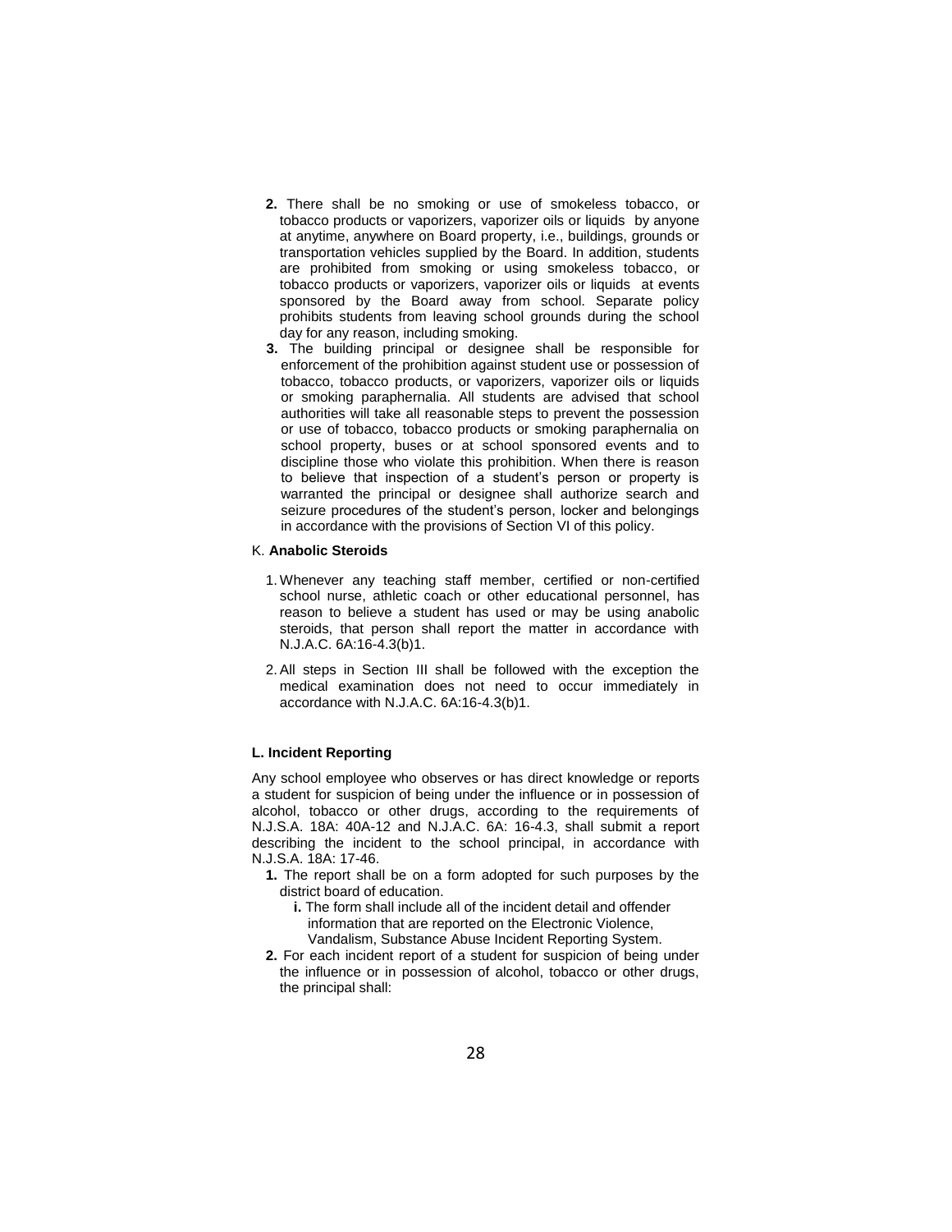**2.** There shall be no smoking or use of smokeless tobacco, or tobacco products or vaporizers, vaporizer oils or liquids by anyone at anytime, anywhere on Board property, i.e., buildings, grounds or transportation vehicles supplied by the Board. In addition, students are prohibited from smoking or using smokeless tobacco, or tobacco products or vaporizers, vaporizer oils or liquids at events sponsored by the Board away from school. Separate policy prohibits students from leaving school grounds during the school day for any reason, including smoking.

**3.** The building principal or designee shall be responsible for enforcement of the prohibition against student use or possession of tobacco, tobacco products, or vaporizers, vaporizer oils or liquids or smoking paraphernalia. All students are advised that school authorities will take all reasonable steps to prevent the possession or use of tobacco, tobacco products or smoking paraphernalia on school property, buses or at school sponsored events and to discipline those who violate this prohibition. When there is reason to believe that inspection of a student's person or property is warranted the principal or designee shall authorize search and seizure procedures of the student's person, locker and belongings in accordance with the provisions of Section VI of this policy.

K. **Anabolic Steroids**

1. Whenever any teaching staff member, certified or non-certified school nurse, athletic coach or other educational personnel, has reason to believe a student has used or may be using anabolic steroids, that person shall report the matter in accordance with N.J.A.C. 6A:16-4.3(b)1.

2. All steps in Section III shall be followed with the exception the medical examination does not need to occur immediately in accordance with N.J.A.C. 6A:16-4.3(b)1.

**L. Incident Reporting**

Any school employee who observes or has direct knowledge or reports a student for suspicion of being under the influence or in possession of alcohol, tobacco or other drugs, according to the requirements of N.J.S.A. 18A: 40A-12 and N.J.A.C. 6A: 16-4.3, shall submit a report describing the incident to the school principal, in accordance with N.J.S.A. 18A: 17-46.

**1.** The report shall be on a form adopted for such purposes by the district board of education.

   **i.** The form shall include all of the incident detail and offender information that are reported on the Electronic Violence, Vandalism, Substance Abuse Incident Reporting System.

**2.** For each incident report of a student for suspicion of being under the influence or in possession of alcohol, tobacco or other drugs, the principal shall: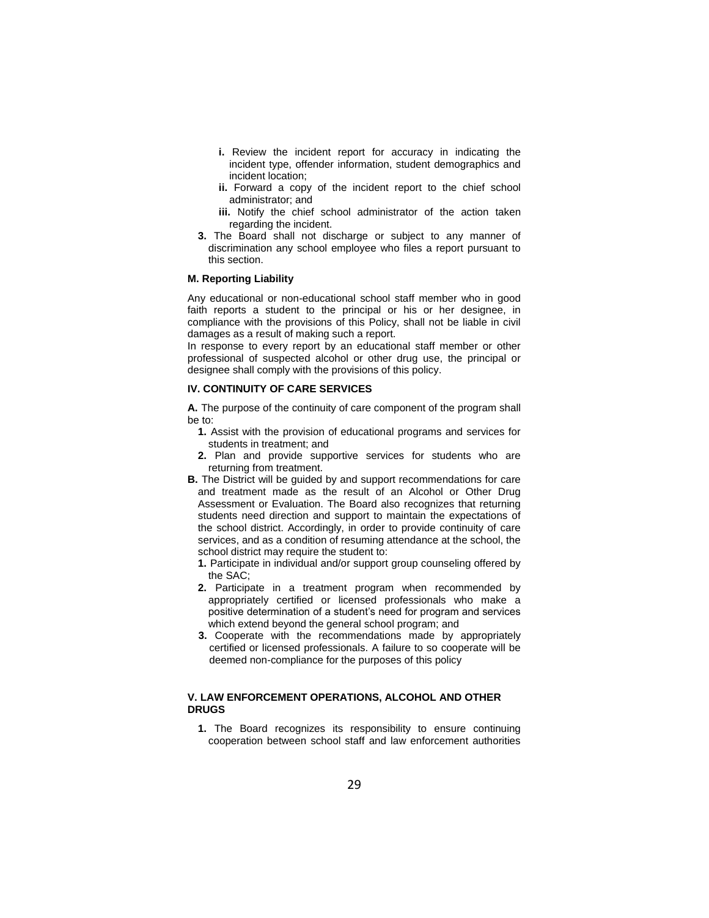- **i.** Review the incident report for accuracy in indicating the incident type, offender information, student demographics and incident location;
   - **ii.** Forward a copy of the incident report to the chief school administrator; and
   - **iii.** Notify the chief school administrator of the action taken regarding the incident.

3. The Board shall not discharge or subject to any manner of discrimination any school employee who files a report pursuant to this section.

**M. Reporting Liability**

Any educational or non-educational school staff member who in good faith reports a student to the principal or his or her designee, in compliance with the provisions of this Policy, shall not be liable in civil damages as a result of making such a report.

In response to every report by an educational staff member or other professional of suspected alcohol or other drug use, the principal or designee shall comply with the provisions of this policy.

**IV. CONTINUITY OF CARE SERVICES**

**A.** The purpose of the continuity of care component of the program shall be to:

1. Assist with the provision of educational programs and services for students in treatment; and
2. Plan and provide supportive services for students who are returning from treatment.

**B.** The District will be guided by and support recommendations for care and treatment made as the result of an Alcohol or Other Drug Assessment or Evaluation. The Board also recognizes that returning students need direction and support to maintain the expectations of the school district. Accordingly, in order to provide continuity of care services, and as a condition of resuming attendance at the school, the school district may require the student to:

1. Participate in individual and/or support group counseling offered by the SAC;
2. Participate in a treatment program when recommended by appropriately certified or licensed professionals who make a positive determination of a student's need for program and services which extend beyond the general school program; and
3. Cooperate with the recommendations made by appropriately certified or licensed professionals. A failure to so cooperate will be deemed non-compliance for the purposes of this policy

**V. LAW ENFORCEMENT OPERATIONS, ALCOHOL AND OTHER DRUGS**

1. The Board recognizes its responsibility to ensure continuing cooperation between school staff and law enforcement authorities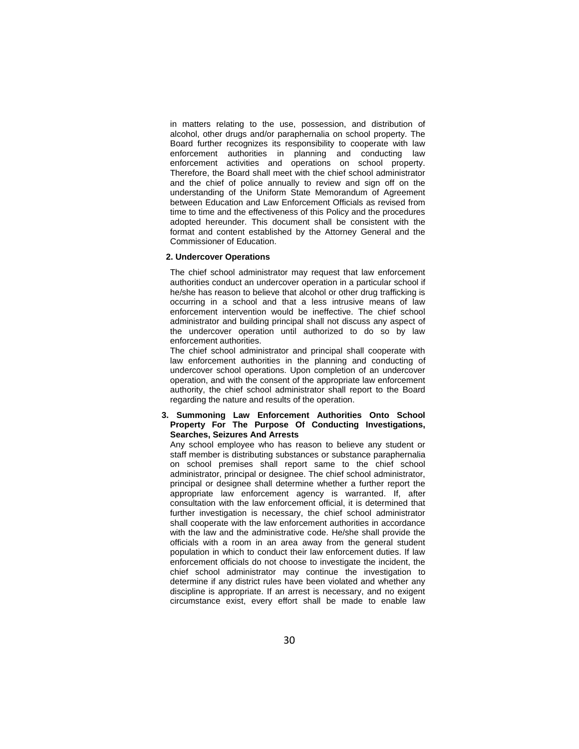in matters relating to the use, possession, and distribution of alcohol, other drugs and/or paraphernalia on school property. The Board further recognizes its responsibility to cooperate with law enforcement authorities in planning and conducting law enforcement activities and operations on school property. Therefore, the Board shall meet with the chief school administrator and the chief of police annually to review and sign off on the understanding of the Uniform State Memorandum of Agreement between Education and Law Enforcement Officials as revised from time to time and the effectiveness of this Policy and the procedures adopted hereunder. This document shall be consistent with the format and content established by the Attorney General and the Commissioner of Education.

**2. Undercover Operations**

The chief school administrator may request that law enforcement authorities conduct an undercover operation in a particular school if he/she has reason to believe that alcohol or other drug trafficking is occurring in a school and that a less intrusive means of law enforcement intervention would be ineffective. The chief school administrator and building principal shall not discuss any aspect of the undercover operation until authorized to do so by law enforcement authorities.

The chief school administrator and principal shall cooperate with law enforcement authorities in the planning and conducting of undercover school operations. Upon completion of an undercover operation, and with the consent of the appropriate law enforcement authority, the chief school administrator shall report to the Board regarding the nature and results of the operation.

**3. Summoning Law Enforcement Authorities Onto School Property For The Purpose Of Conducting Investigations, Searches, Seizures And Arrests**

Any school employee who has reason to believe any student or staff member is distributing substances or substance paraphernalia on school premises shall report same to the chief school administrator, principal or designee. The chief school administrator, principal or designee shall determine whether a further report the appropriate law enforcement agency is warranted. If, after consultation with the law enforcement official, it is determined that further investigation is necessary, the chief school administrator shall cooperate with the law enforcement authorities in accordance with the law and the administrative code. He/she shall provide the officials with a room in an area away from the general student population in which to conduct their law enforcement duties. If law enforcement officials do not choose to investigate the incident, the chief school administrator may continue the investigation to determine if any district rules have been violated and whether any discipline is appropriate. If an arrest is necessary, and no exigent circumstance exist, every effort shall be made to enable law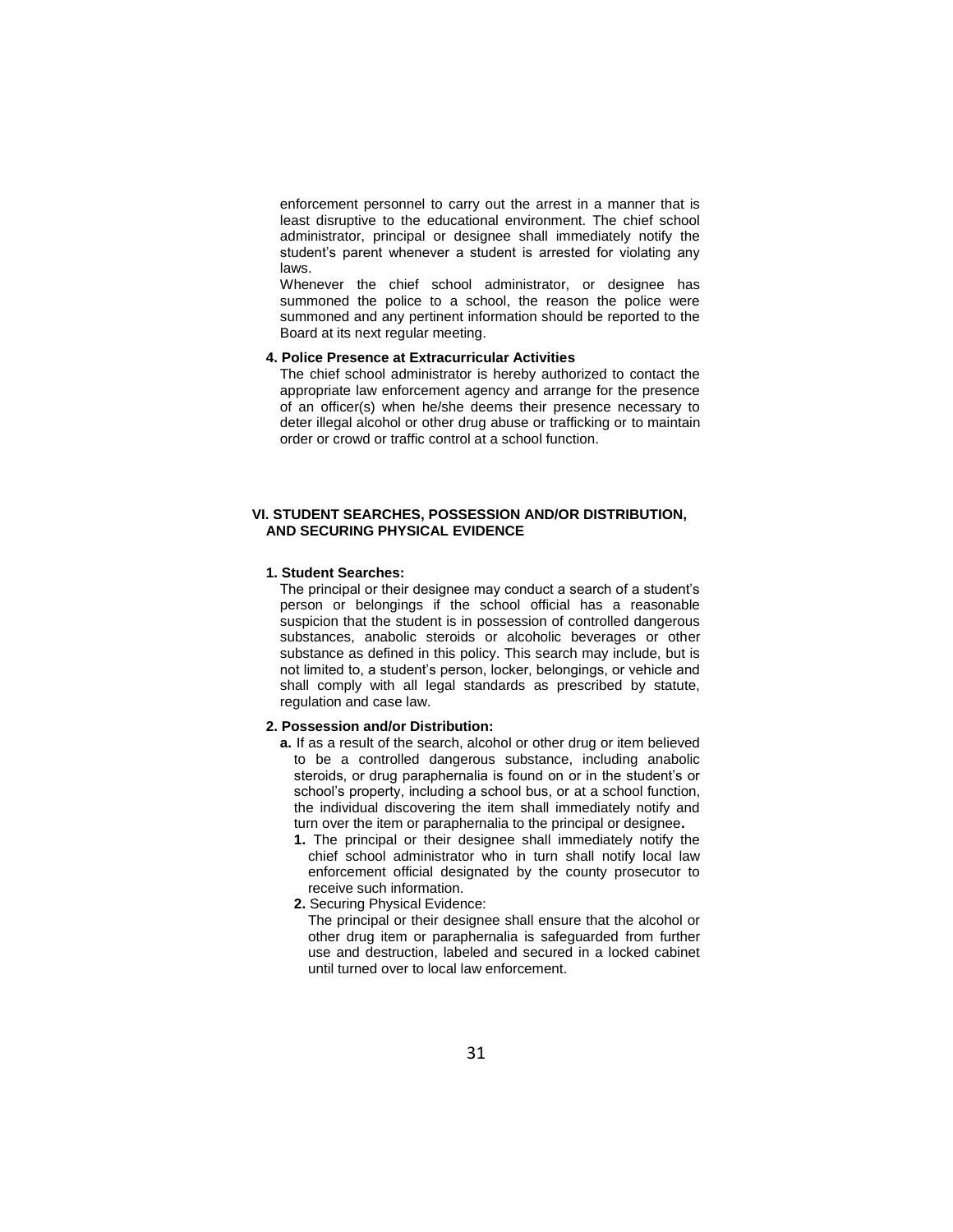enforcement personnel to carry out the arrest in a manner that is least disruptive to the educational environment. The chief school administrator, principal or designee shall immediately notify the student's parent whenever a student is arrested for violating any laws.

Whenever the chief school administrator, or designee has summoned the police to a school, the reason the police were summoned and any pertinent information should be reported to the Board at its next regular meeting.

**4. Police Presence at Extracurricular Activities**

The chief school administrator is hereby authorized to contact the appropriate law enforcement agency and arrange for the presence of an officer(s) when he/she deems their presence necessary to deter illegal alcohol or other drug abuse or trafficking or to maintain order or crowd or traffic control at a school function.

## VI. STUDENT SEARCHES, POSSESSION AND/OR DISTRIBUTION, AND SECURING PHYSICAL EVIDENCE

**1. Student Searches:**

The principal or their designee may conduct a search of a student's person or belongings if the school official has a reasonable suspicion that the student is in possession of controlled dangerous substances, anabolic steroids or alcoholic beverages or other substance as defined in this policy. This search may include, but is not limited to, a student's person, locker, belongings, or vehicle and shall comply with all legal standards as prescribed by statute, regulation and case law.

**2. Possession and/or Distribution:**

**a.** If as a result of the search, alcohol or other drug or item believed to be a controlled dangerous substance, including anabolic steroids, or drug paraphernalia is found on or in the student's or school's property, including a school bus, or at a school function, the individual discovering the item shall immediately notify and turn over the item or paraphernalia to the principal or designee**.**

**1.** The principal or their designee shall immediately notify the chief school administrator who in turn shall notify local law enforcement official designated by the county prosecutor to receive such information.

**2.** Securing Physical Evidence:

The principal or their designee shall ensure that the alcohol or other drug item or paraphernalia is safeguarded from further use and destruction, labeled and secured in a locked cabinet until turned over to local law enforcement.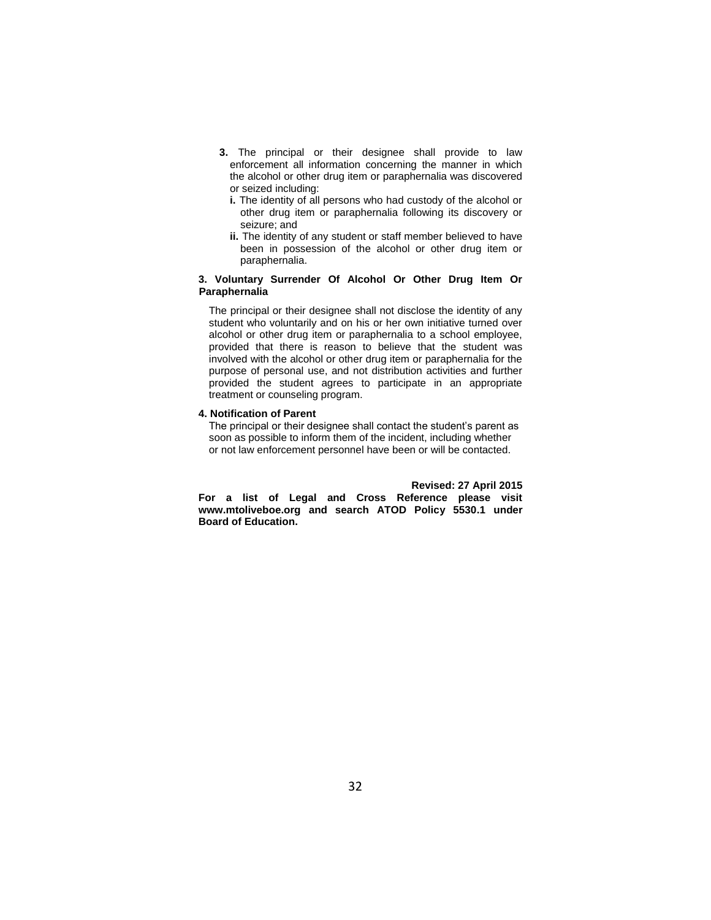**3.** The principal or their designee shall provide to law enforcement all information concerning the manner in which the alcohol or other drug item or paraphernalia was discovered or seized including:

   **i.** The identity of all persons who had custody of the alcohol or other drug item or paraphernalia following its discovery or seizure; and

   **ii.** The identity of any student or staff member believed to have been in possession of the alcohol or other drug item or paraphernalia.

**3. Voluntary Surrender Of Alcohol Or Other Drug Item Or Paraphernalia**

The principal or their designee shall not disclose the identity of any student who voluntarily and on his or her own initiative turned over alcohol or other drug item or paraphernalia to a school employee, provided that there is reason to believe that the student was involved with the alcohol or other drug item or paraphernalia for the purpose of personal use, and not distribution activities and further provided the student agrees to participate in an appropriate treatment or counseling program.

**4. Notification of Parent**

The principal or their designee shall contact the student's parent as soon as possible to inform them of the incident, including whether or not law enforcement personnel have been or will be contacted.

**Revised: 27 April 2015**

**For a list of Legal and Cross Reference please visit www.mtoliveboe.org and search ATOD Policy 5530.1 under Board of Education.**